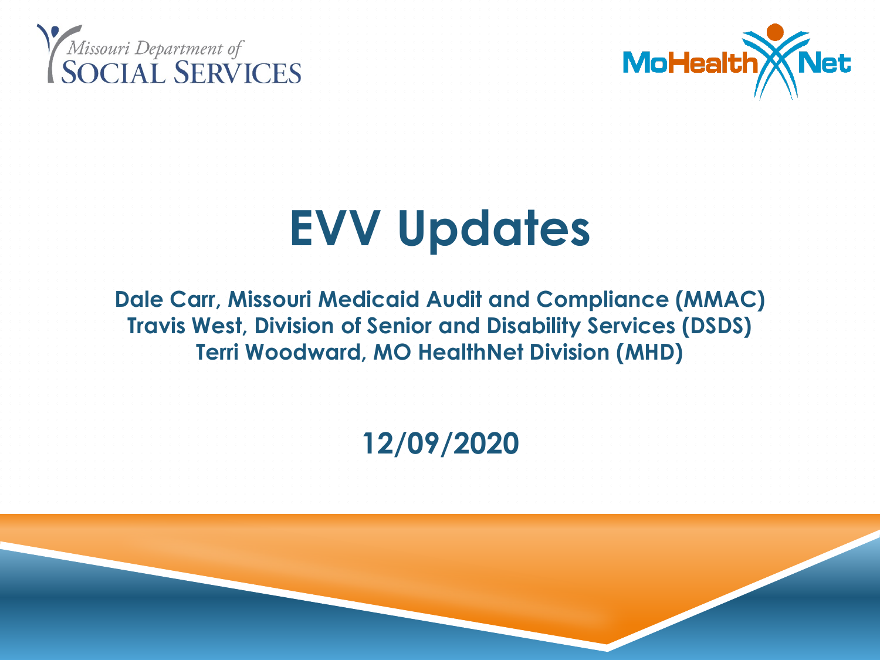Missouri Department of SOCIAL SERVICES

MoHealthNet

# EVV Updates

**Dale Carr, Missouri Medicaid Audit and Compliance (MMAC)**
**Travis West, Division of Senior and Disability Services (DSDS)**
**Terri Woodward, MO HealthNet Division (MHD)**

**12/09/2020**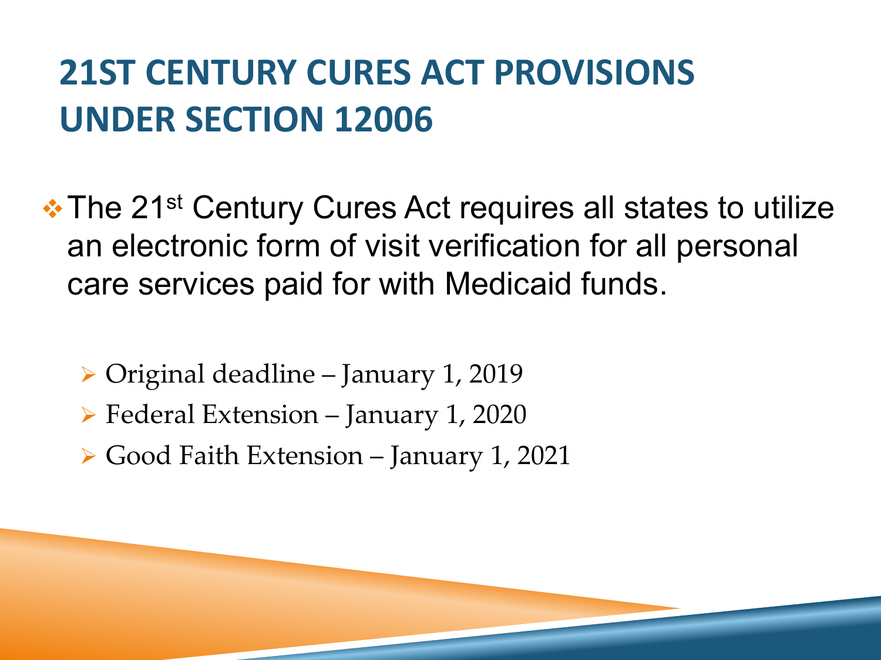# 21ST CENTURY CURES ACT PROVISIONS UNDER SECTION 12006

- The 21st Century Cures Act requires all states to utilize an electronic form of visit verification for all personal care services paid for with Medicaid funds.
  - Original deadline – January 1, 2019
  - Federal Extension – January 1, 2020
  - Good Faith Extension – January 1, 2021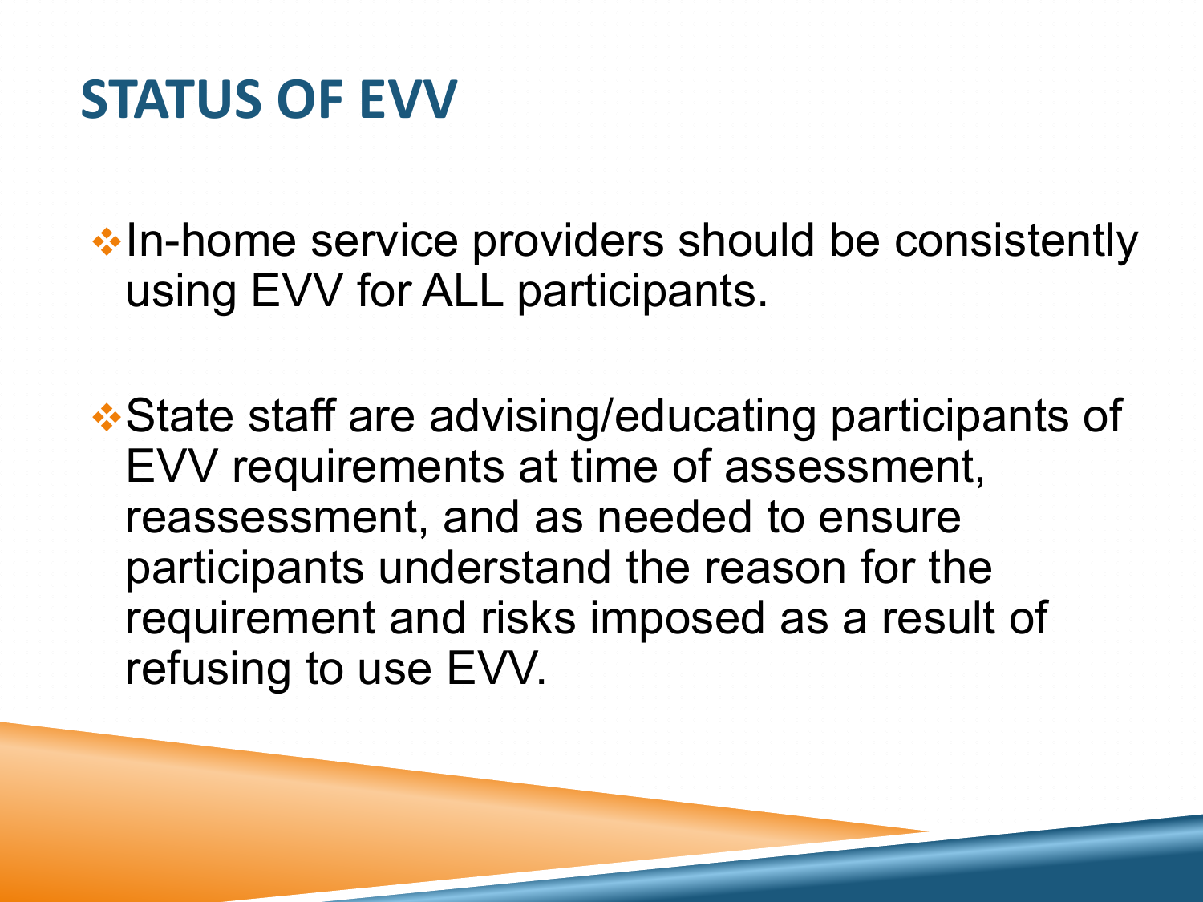# STATUS OF EVV

- In-home service providers should be consistently using EVV for ALL participants.

- State staff are advising/educating participants of EVV requirements at time of assessment, reassessment, and as needed to ensure participants understand the reason for the requirement and risks imposed as a result of refusing to use EVV.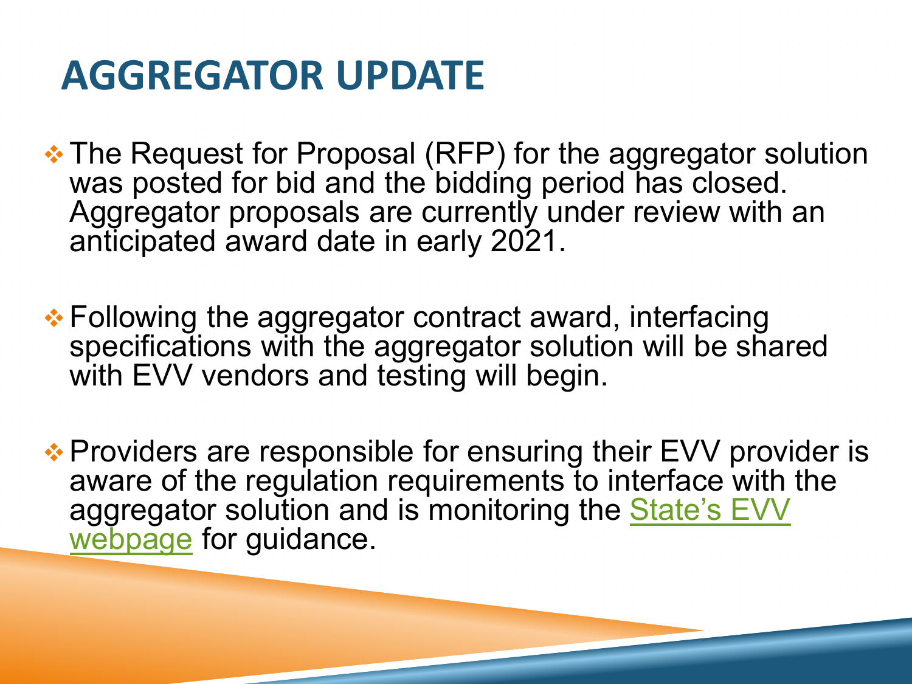# AGGREGATOR UPDATE

- The Request for Proposal (RFP) for the aggregator solution was posted for bid and the bidding period has closed. Aggregator proposals are currently under review with an anticipated award date in early 2021.

- Following the aggregator contract award, interfacing specifications with the aggregator solution will be shared with EVV vendors and testing will begin.

- Providers are responsible for ensuring their EVV provider is aware of the regulation requirements to interface with the aggregator solution and is monitoring the State's EVV webpage for guidance.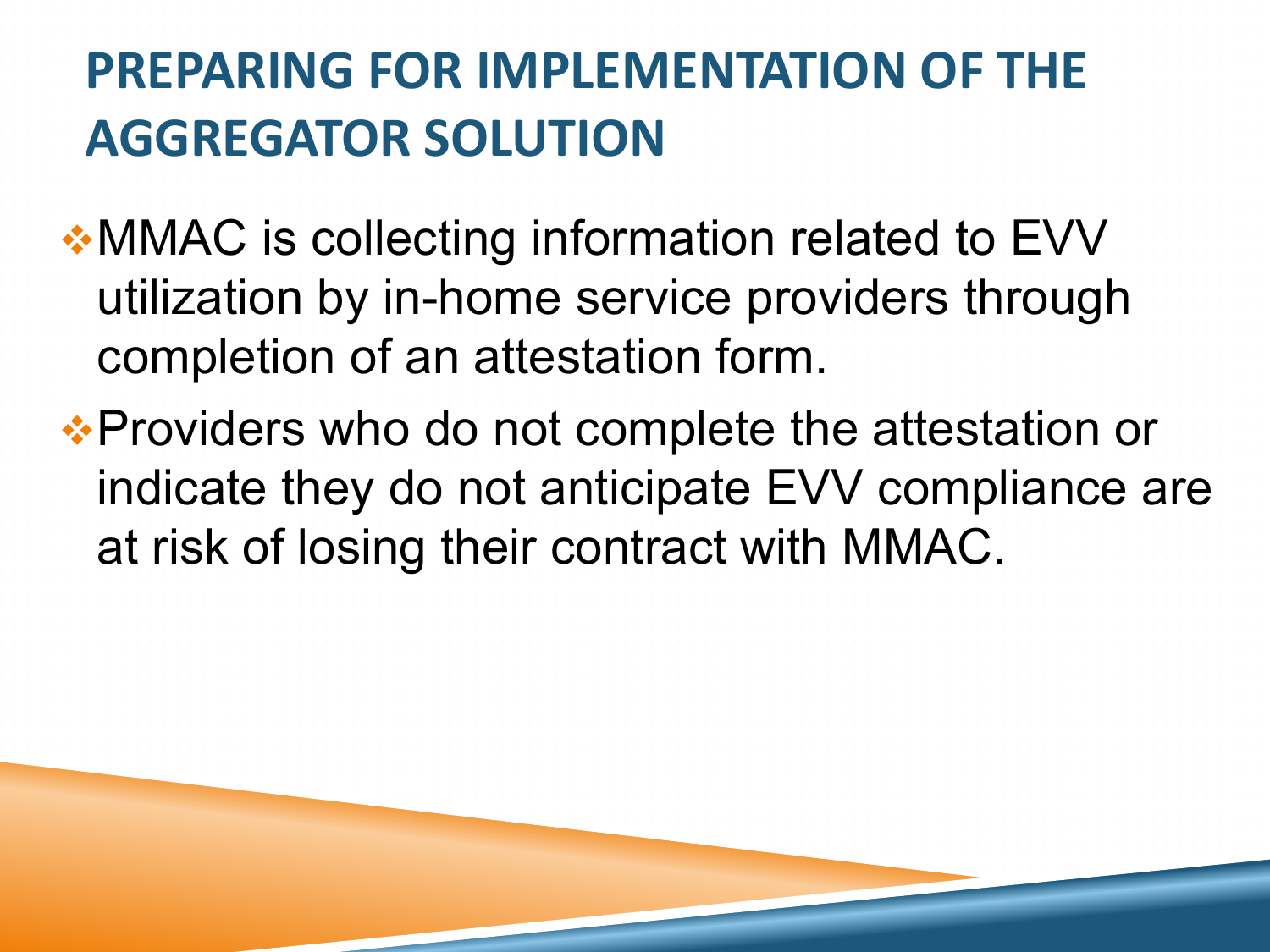# PREPARING FOR IMPLEMENTATION OF THE AGGREGATOR SOLUTION

- MMAC is collecting information related to EVV utilization by in-home service providers through completion of an attestation form.
- Providers who do not complete the attestation or indicate they do not anticipate EVV compliance are at risk of losing their contract with MMAC.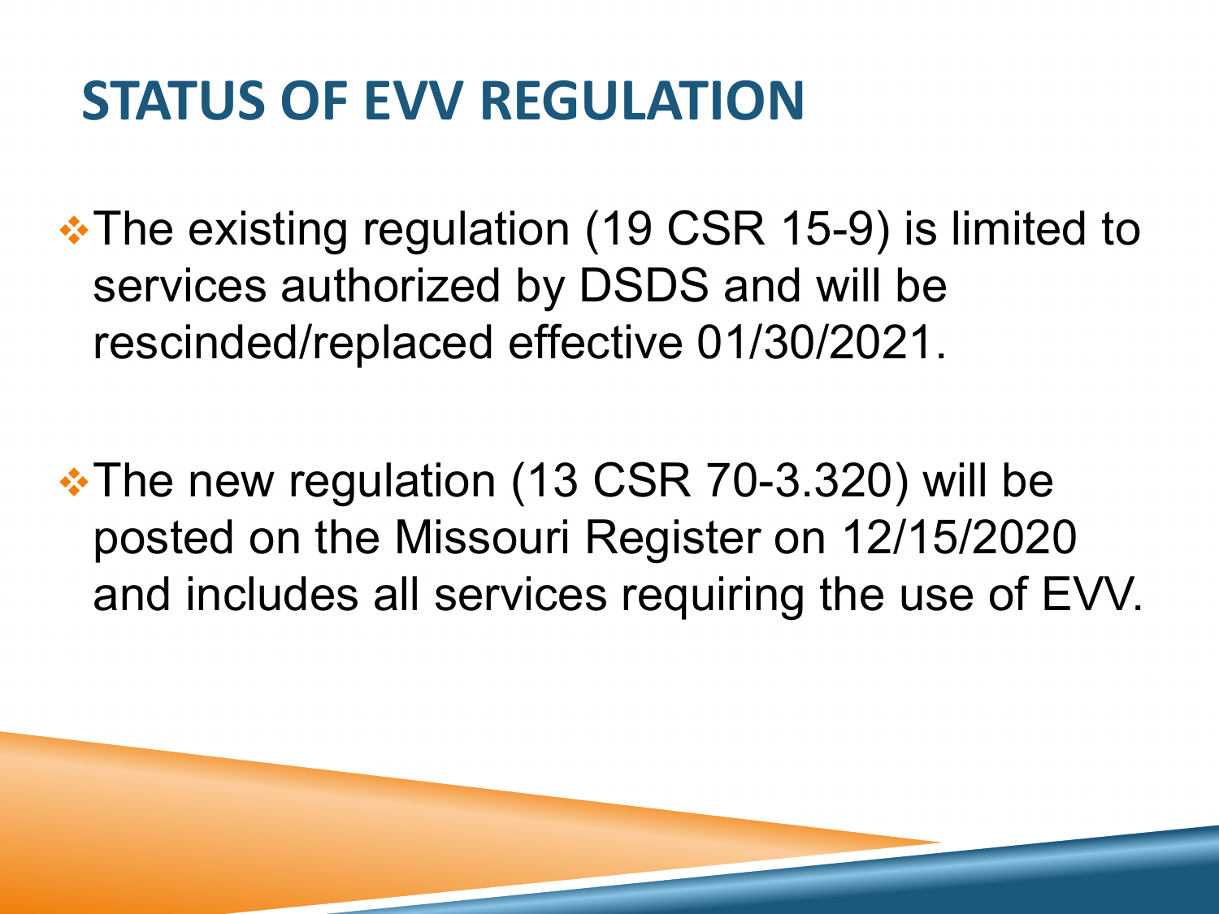# STATUS OF EVV REGULATION

- The existing regulation (19 CSR 15-9) is limited to services authorized by DSDS and will be rescinded/replaced effective 01/30/2021.

- The new regulation (13 CSR 70-3.320) will be posted on the Missouri Register on 12/15/2020 and includes all services requiring the use of EVV.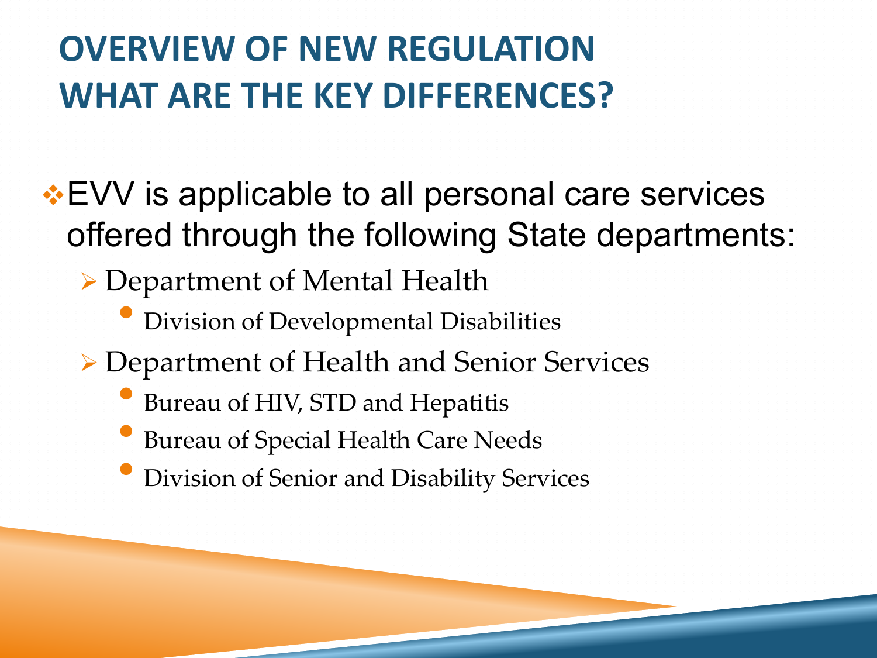# OVERVIEW OF NEW REGULATION
# WHAT ARE THE KEY DIFFERENCES?

- EVV is applicable to all personal care services offered through the following State departments:
  - Department of Mental Health
    - Division of Developmental Disabilities
  - Department of Health and Senior Services
    - Bureau of HIV, STD and Hepatitis
    - Bureau of Special Health Care Needs
    - Division of Senior and Disability Services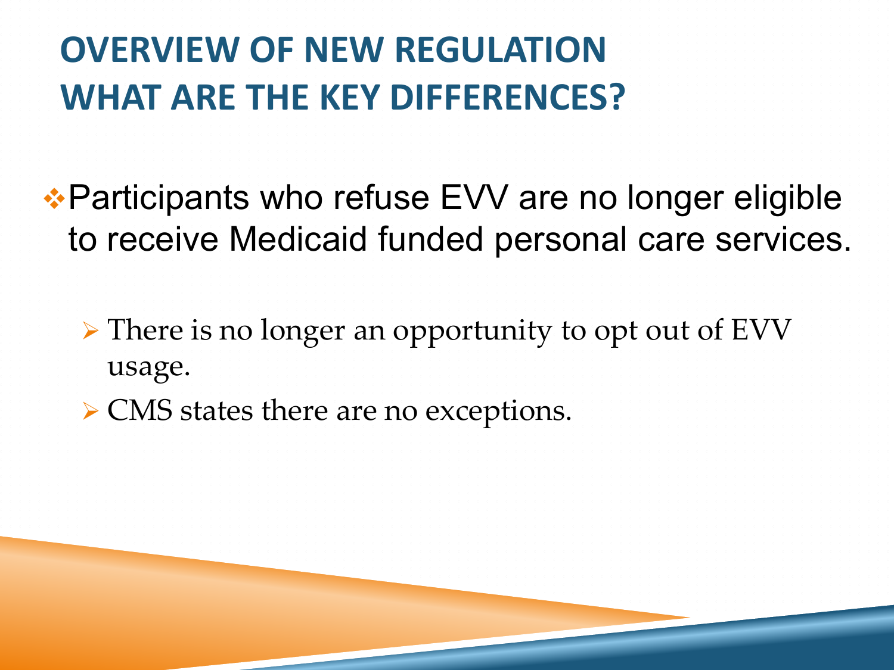# OVERVIEW OF NEW REGULATION
# WHAT ARE THE KEY DIFFERENCES?

- Participants who refuse EVV are no longer eligible to receive Medicaid funded personal care services.
  - There is no longer an opportunity to opt out of EVV usage.
  - CMS states there are no exceptions.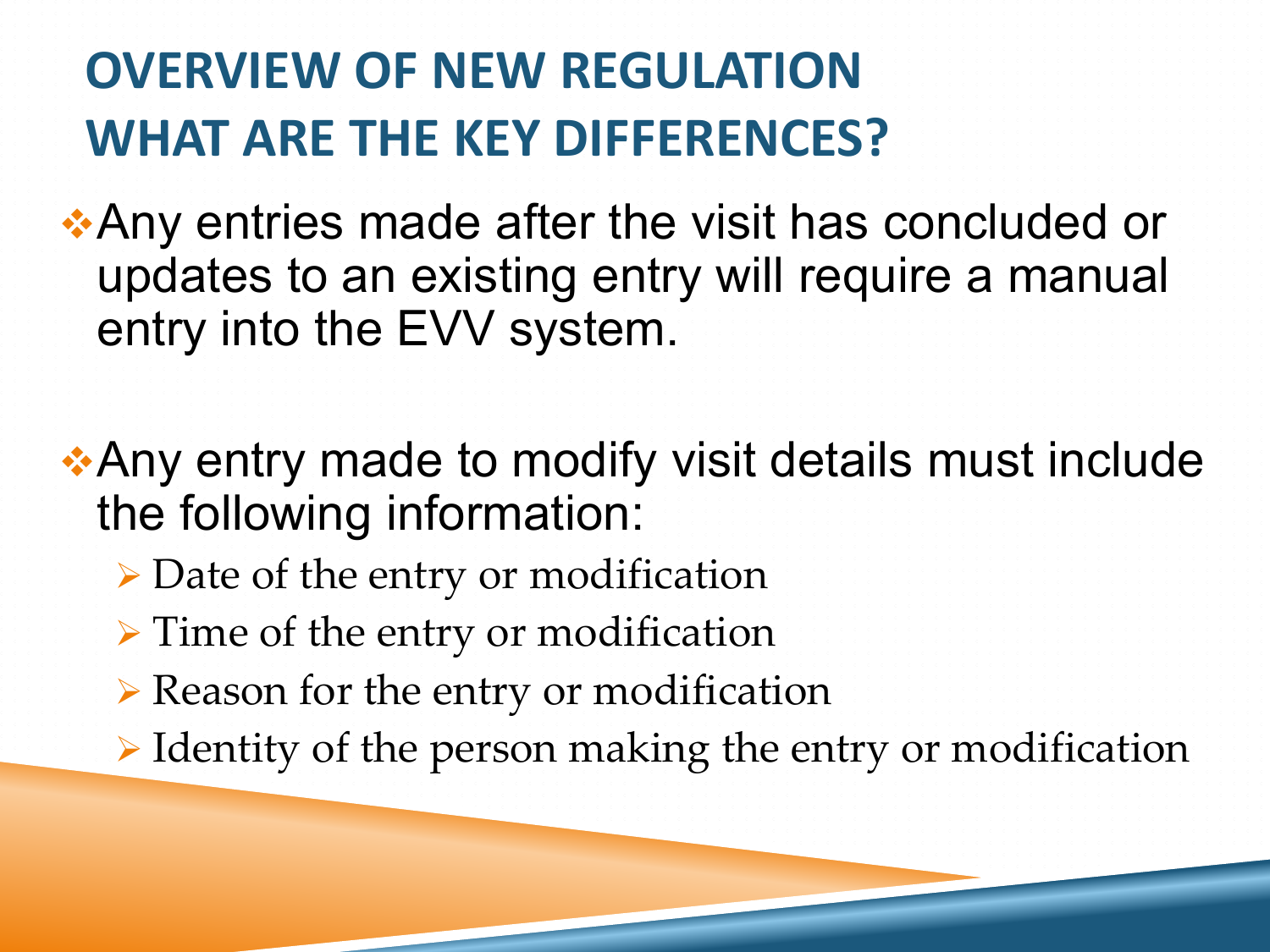# OVERVIEW OF NEW REGULATION
# WHAT ARE THE KEY DIFFERENCES?

- Any entries made after the visit has concluded or updates to an existing entry will require a manual entry into the EVV system.

- Any entry made to modify visit details must include the following information:
  - Date of the entry or modification
  - Time of the entry or modification
  - Reason for the entry or modification
  - Identity of the person making the entry or modification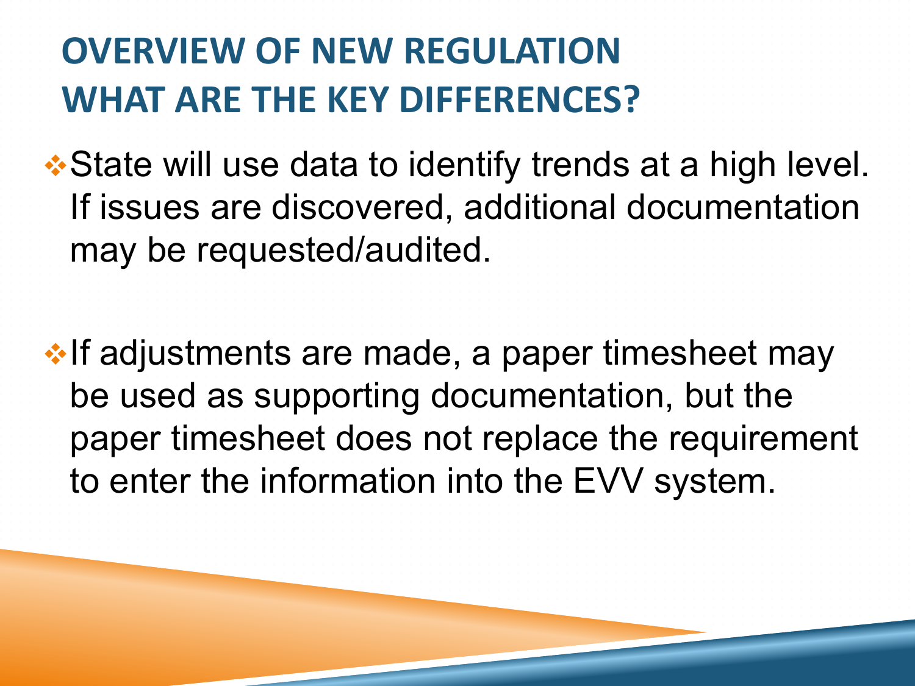# OVERVIEW OF NEW REGULATION
# WHAT ARE THE KEY DIFFERENCES?

- State will use data to identify trends at a high level. If issues are discovered, additional documentation may be requested/audited.

- If adjustments are made, a paper timesheet may be used as supporting documentation, but the paper timesheet does not replace the requirement to enter the information into the EVV system.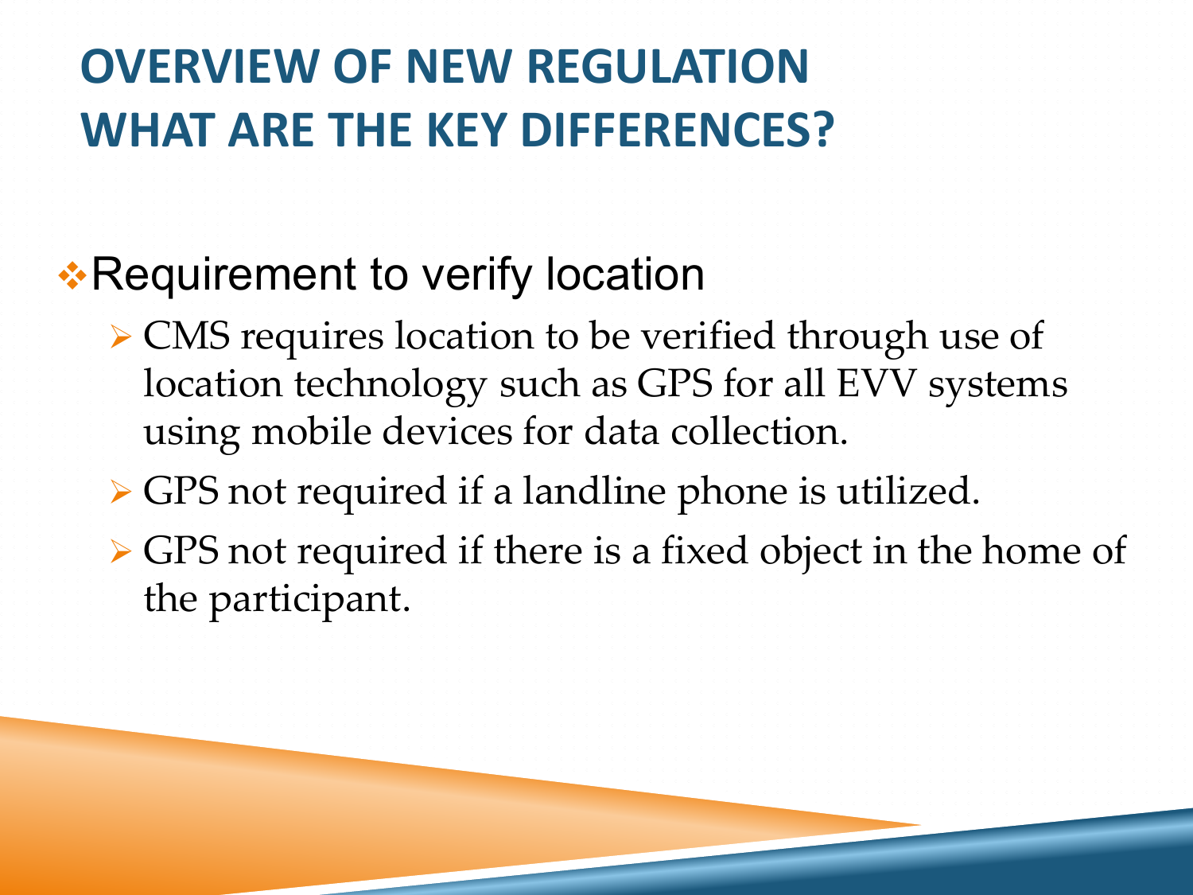# OVERVIEW OF NEW REGULATION
# WHAT ARE THE KEY DIFFERENCES?

- Requirement to verify location
  - CMS requires location to be verified through use of location technology such as GPS for all EVV systems using mobile devices for data collection.
  - GPS not required if a landline phone is utilized.
  - GPS not required if there is a fixed object in the home of the participant.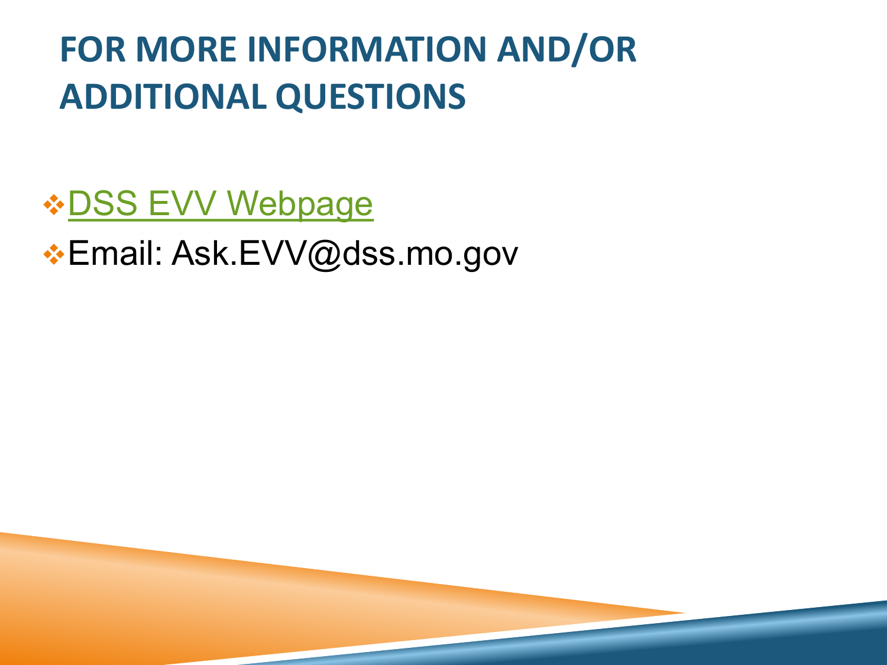# FOR MORE INFORMATION AND/OR ADDITIONAL QUESTIONS

- DSS EVV Webpage
- Email: Ask.EVV@dss.mo.gov